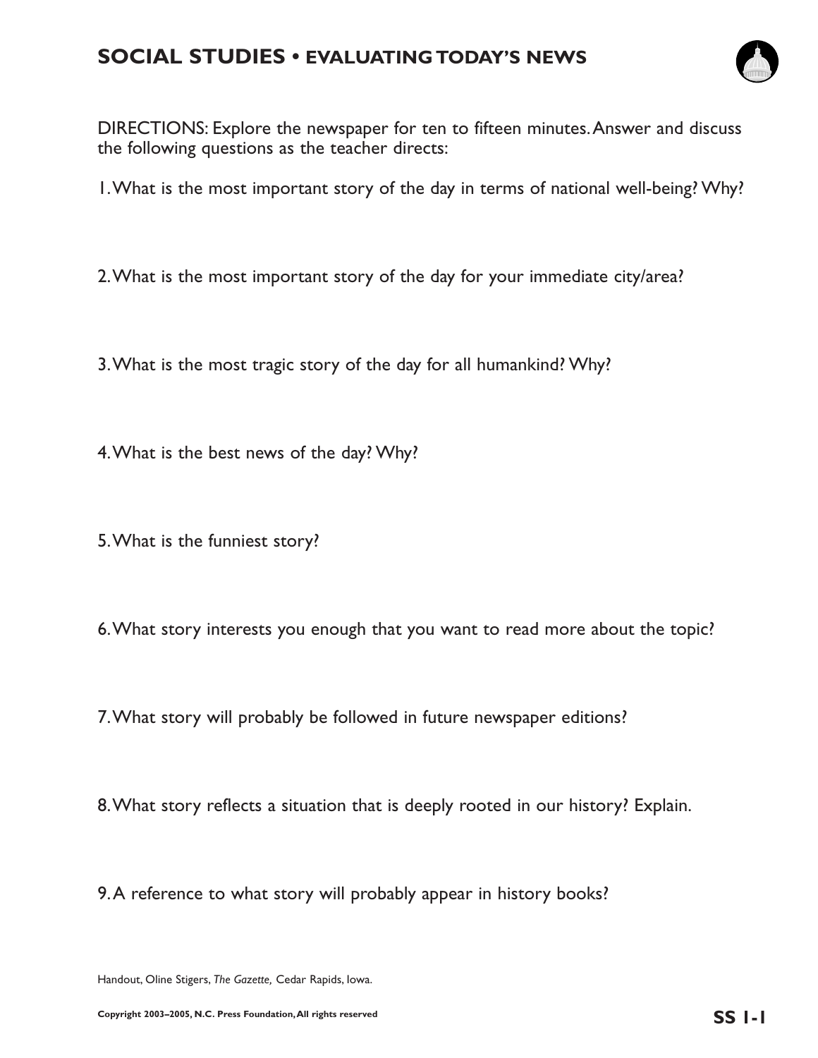# SOCIAL STUDIES • EVALUATING TODAY'S NEWS

DIRECTIONS: Explore the newspaper for ten to fifteen minutes. Answer and discuss the following questions as the teacher directs:

1. What is the most important story of the day in terms of national well-being? Why?

2. What is the most important story of the day for your immediate city/area?

3. What is the most tragic story of the day for all humankind? Why?

4. What is the best news of the day? Why?

5. What is the funniest story?

6. What story interests you enough that you want to read more about the topic?

7. What story will probably be followed in future newspaper editions?

8. What story reflects a situation that is deeply rooted in our history? Explain.

9. A reference to what story will probably appear in history books?

Handout, Oline Stigers, *The Gazette,* Cedar Rapids, Iowa.

**Copyright 2003–2005, N.C. Press Foundation, All rights reserved**

**SS 1-1**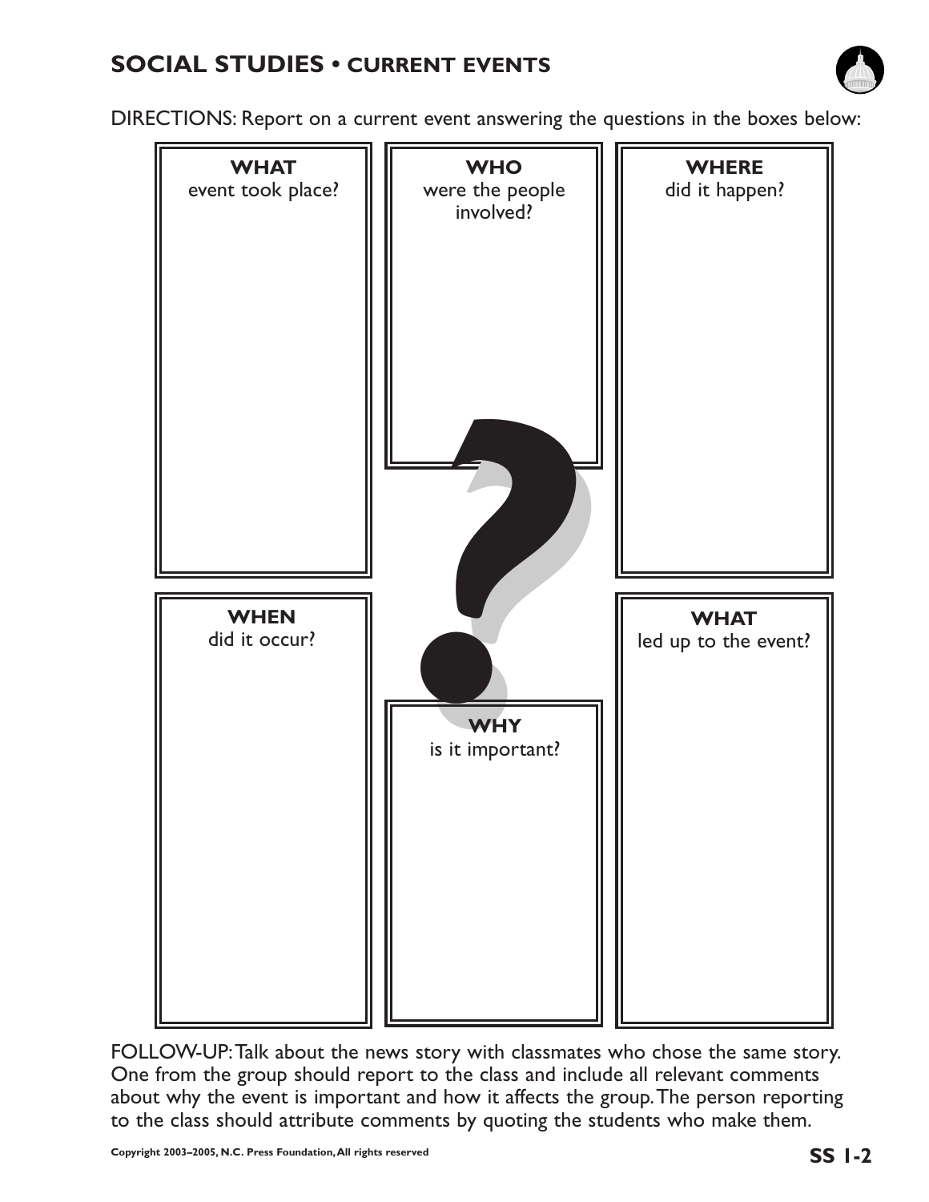## SOCIAL STUDIES • CURRENT EVENTS

DIRECTIONS: Report on a current event answering the questions in the boxes below:

**WHAT**
event took place?

**WHO**
were the people involved?

**WHERE**
did it happen?

**WHEN**
did it occur?

**WHY**
is it important?

**WHAT**
led up to the event?

FOLLOW-UP: Talk about the news story with classmates who chose the same story. One from the group should report to the class and include all relevant comments about why the event is important and how it affects the group. The person reporting to the class should attribute comments by quoting the students who make them.

Copyright 2003–2005, N.C. Press Foundation, All rights reserved

**SS 1-2**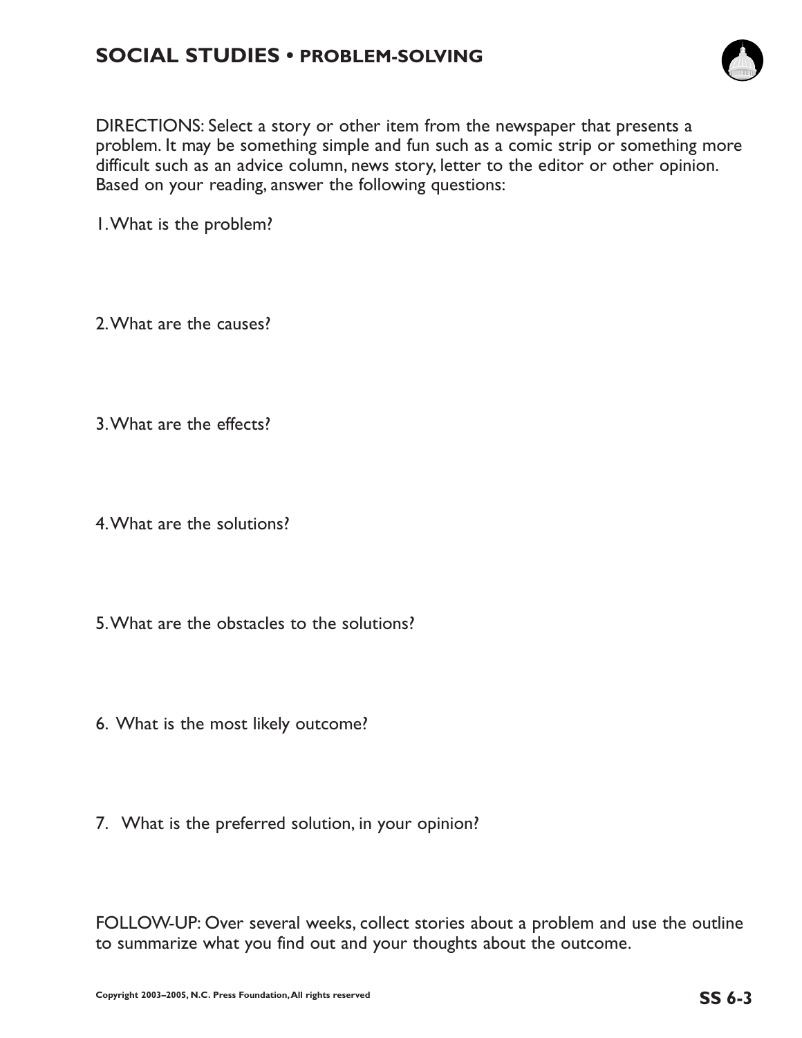# SOCIAL STUDIES • PROBLEM-SOLVING

DIRECTIONS: Select a story or other item from the newspaper that presents a problem. It may be something simple and fun such as a comic strip or something more difficult such as an advice column, news story, letter to the editor or other opinion. Based on your reading, answer the following questions:

1. What is the problem?

2. What are the causes?

3. What are the effects?

4. What are the solutions?

5. What are the obstacles to the solutions?

6. What is the most likely outcome?

7. What is the preferred solution, in your opinion?

FOLLOW-UP: Over several weeks, collect stories about a problem and use the outline to summarize what you find out and your thoughts about the outcome.

Copyright 2003–2005, N.C. Press Foundation, All rights reserved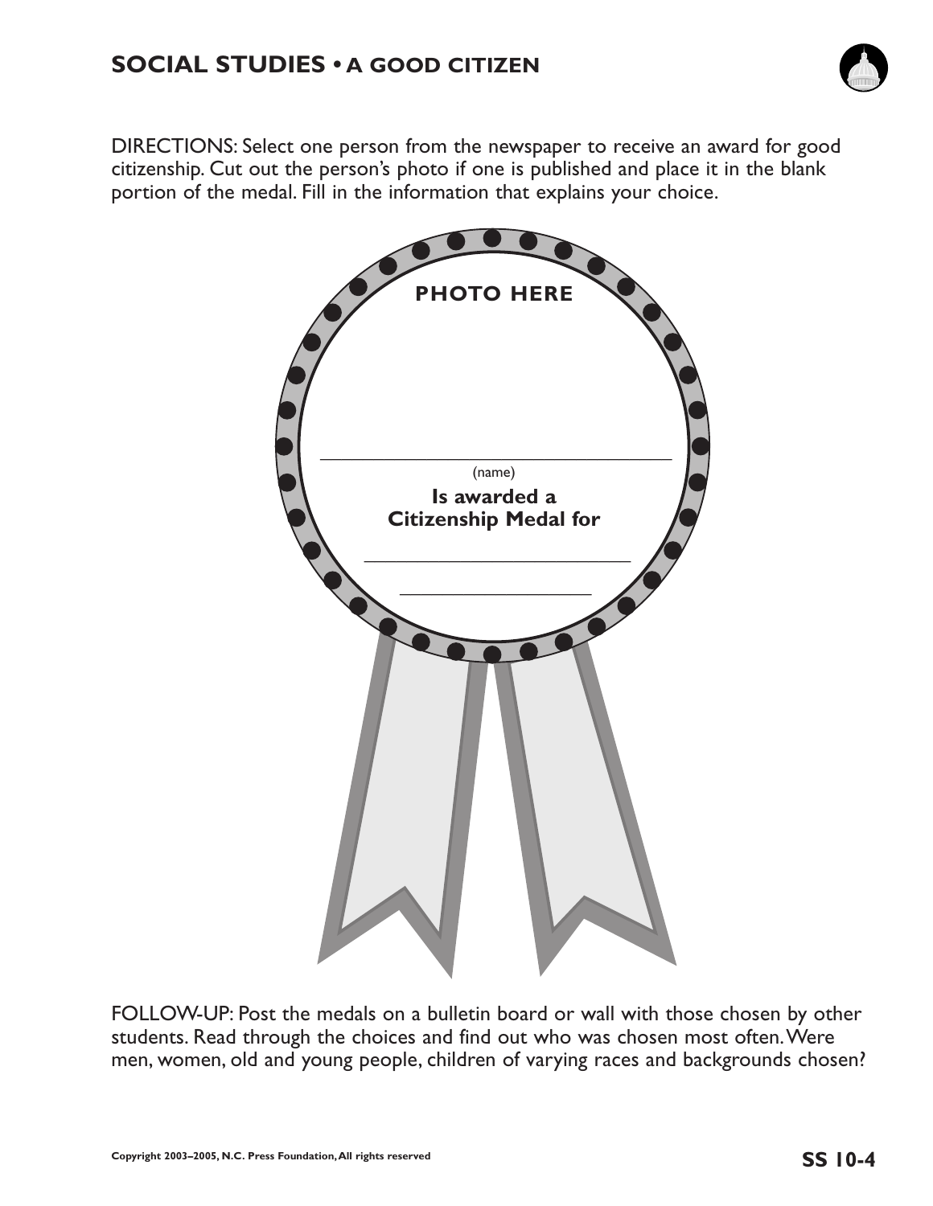## SOCIAL STUDIES • A GOOD CITIZEN

DIRECTIONS: Select one person from the newspaper to receive an award for good citizenship. Cut out the person's photo if one is published and place it in the blank portion of the medal. Fill in the information that explains your choice.

**PHOTO HERE**

______________________________

(name)

**Is awarded a Citizenship Medal for**

______________________________

______________________________

FOLLOW-UP: Post the medals on a bulletin board or wall with those chosen by other students. Read through the choices and find out who was chosen most often. Were men, women, old and young people, children of varying races and backgrounds chosen?

Copyright 2003–2005, N.C. Press Foundation, All rights reserved

**SS 10-4**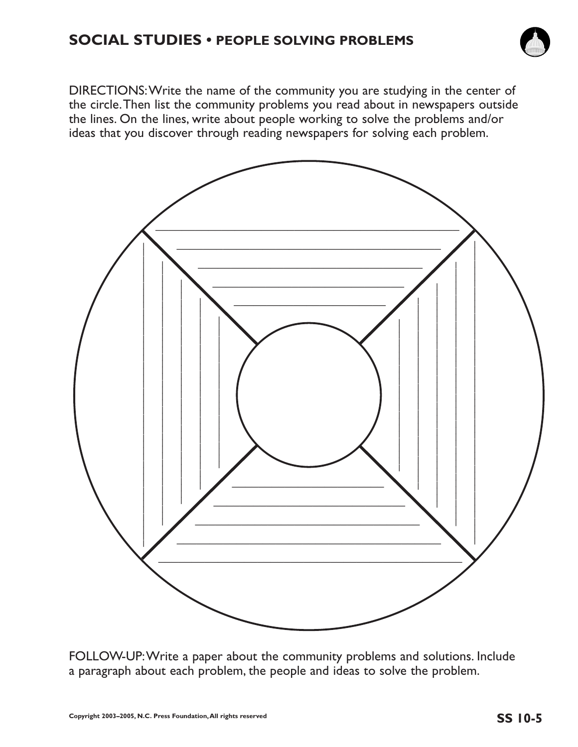# SOCIAL STUDIES • PEOPLE SOLVING PROBLEMS

DIRECTIONS: Write the name of the community you are studying in the center of the circle. Then list the community problems you read about in newspapers outside the lines. On the lines, write about people working to solve the problems and/or ideas that you discover through reading newspapers for solving each problem.

FOLLOW-UP: Write a paper about the community problems and solutions. Include a paragraph about each problem, the people and ideas to solve the problem.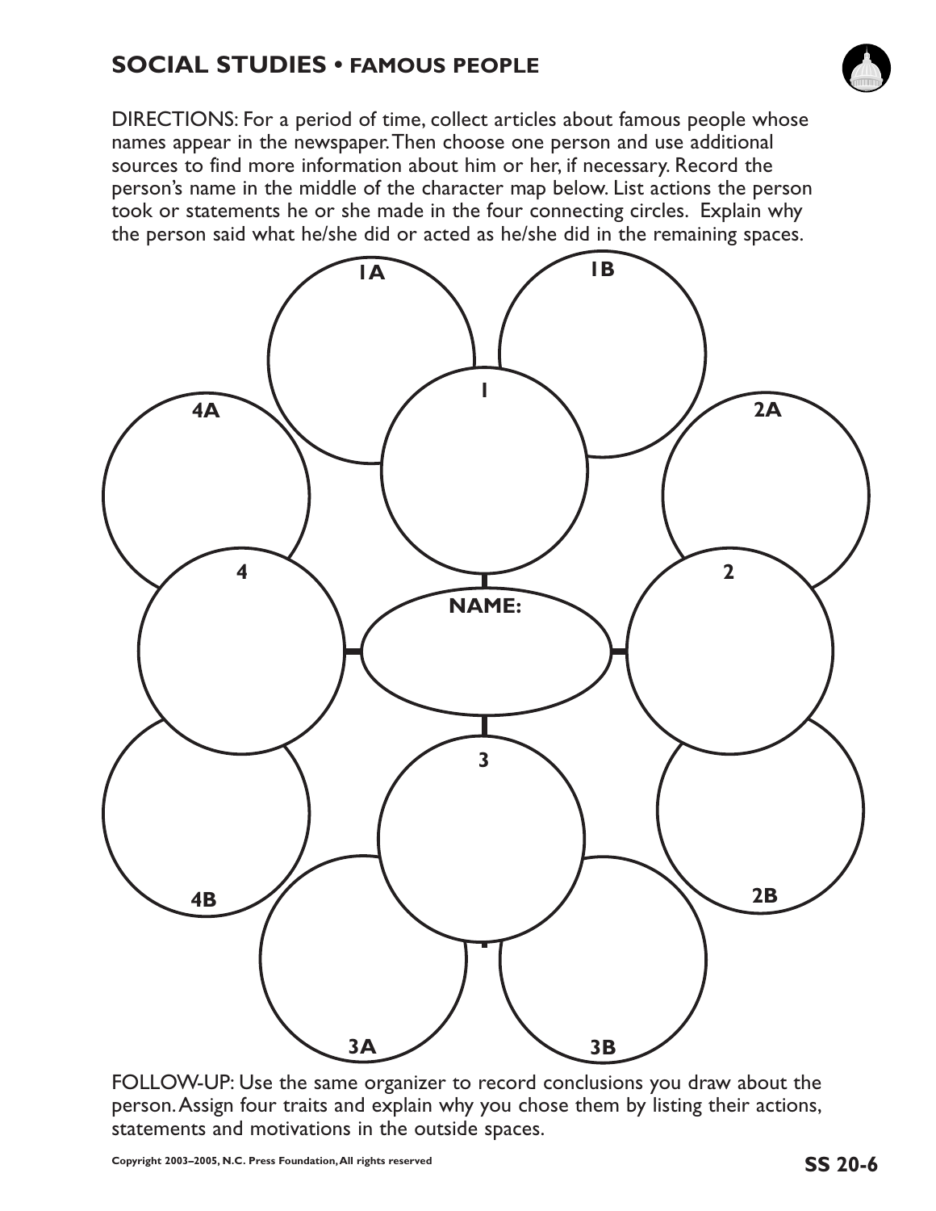## SOCIAL STUDIES • FAMOUS PEOPLE

DIRECTIONS: For a period of time, collect articles about famous people whose names appear in the newspaper. Then choose one person and use additional sources to find more information about him or her, if necessary. Record the person's name in the middle of the character map below. List actions the person took or statements he or she made in the four connecting circles. Explain why the person said what he/she did or acted as he/she did in the remaining spaces.

1A

1B

1

4A

2A

4

2

NAME:

3

4B

2B

3A

3B

FOLLOW-UP: Use the same organizer to record conclusions you draw about the person. Assign four traits and explain why you chose them by listing their actions, statements and motivations in the outside spaces.

Copyright 2003–2005, N.C. Press Foundation, All rights reserved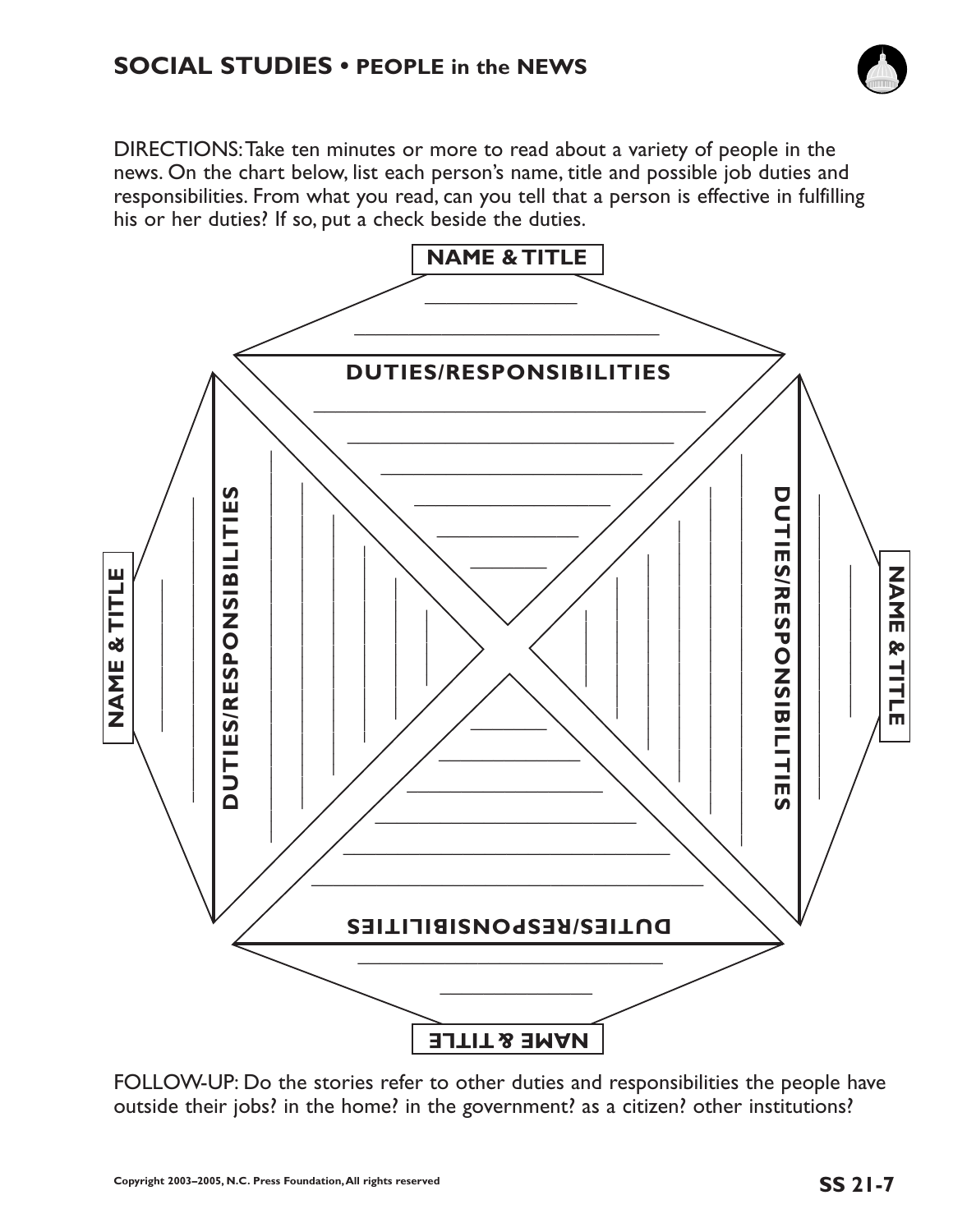## SOCIAL STUDIES • PEOPLE in the NEWS

DIRECTIONS: Take ten minutes or more to read about a variety of people in the news. On the chart below, list each person's name, title and possible job duties and responsibilities. From what you read, can you tell that a person is effective in fulfilling his or her duties? If so, put a check beside the duties.

**NAME & TITLE**

______________

______________________________

**DUTIES/RESPONSIBILITIES**

______________________________________

________________________________

__________________________

____________________

______________

________

**NAME & TITLE**

**DUTIES/RESPONSIBILITIES**

**DUTIES/RESPONSIBILITIES**

**NAME & TITLE**

**DUTIES/RESPONSIBILITIES**

**NAME & TITLE**

FOLLOW-UP: Do the stories refer to other duties and responsibilities the people have outside their jobs? in the home? in the government? as a citizen? other institutions?

Copyright 2003–2005, N.C. Press Foundation, All rights reserved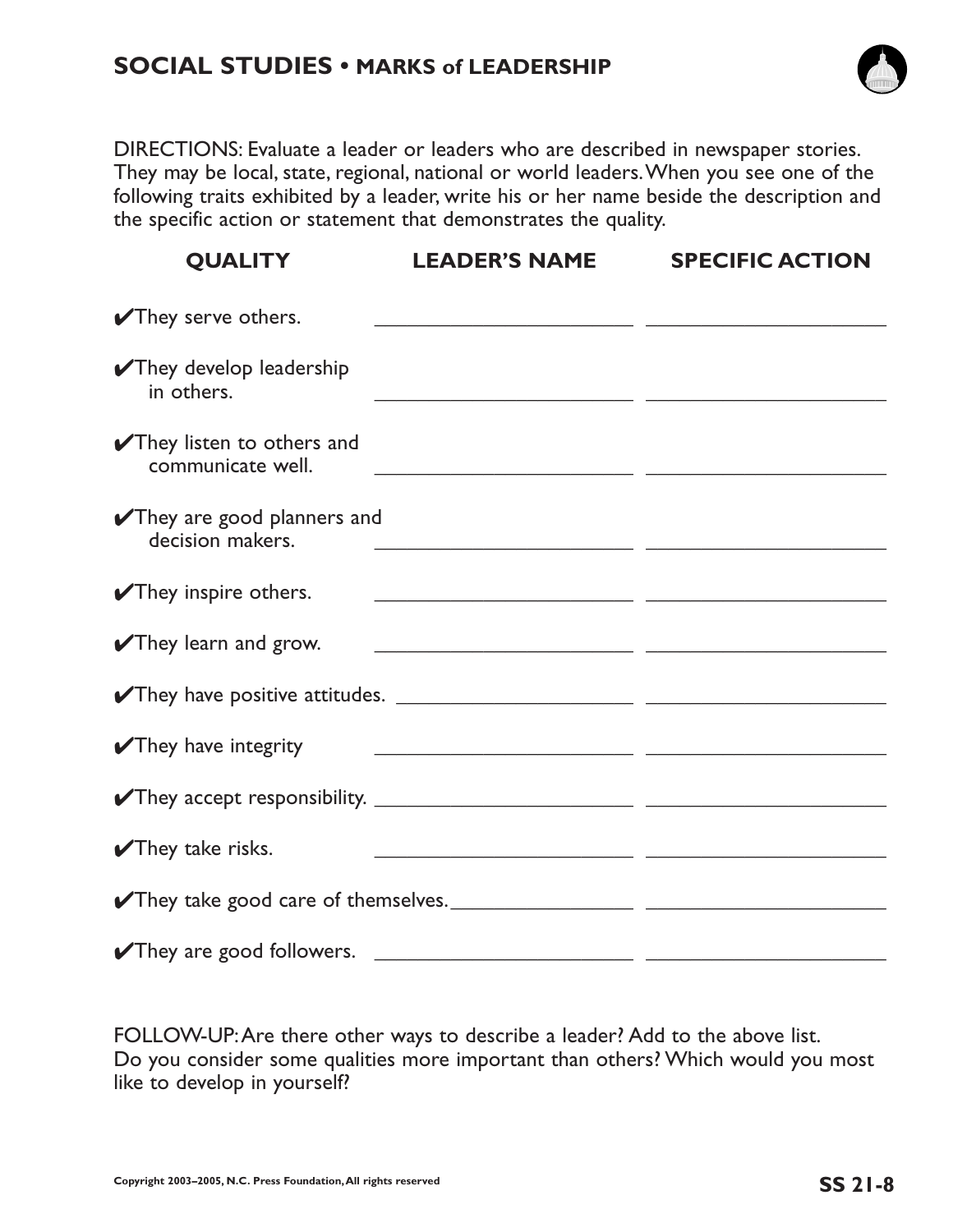# SOCIAL STUDIES • MARKS of LEADERSHIP

DIRECTIONS: Evaluate a leader or leaders who are described in newspaper stories. They may be local, state, regional, national or world leaders. When you see one of the following traits exhibited by a leader, write his or her name beside the description and the specific action or statement that demonstrates the quality.

| QUALITY | LEADER'S NAME | SPECIFIC ACTION |
| --- | --- | --- |
| ✔They serve others. | ______________________ | ______________________ |
| ✔They develop leadership in others. | ______________________ | ______________________ |
| ✔They listen to others and communicate well. | ______________________ | ______________________ |
| ✔They are good planners and decision makers. | ______________________ | ______________________ |
| ✔They inspire others. | ______________________ | ______________________ |
| ✔They learn and grow. | ______________________ | ______________________ |
| ✔They have positive attitudes. | ______________________ | ______________________ |
| ✔They have integrity | ______________________ | ______________________ |
| ✔They accept responsibility. | ______________________ | ______________________ |
| ✔They take risks. | ______________________ | ______________________ |
| ✔They take good care of themselves. | ______________________ | ______________________ |
| ✔They are good followers. | ______________________ | ______________________ |

FOLLOW-UP: Are there other ways to describe a leader? Add to the above list. Do you consider some qualities more important than others? Which would you most like to develop in yourself?

Copyright 2003–2005, N.C. Press Foundation, All rights reserved

SS 21-8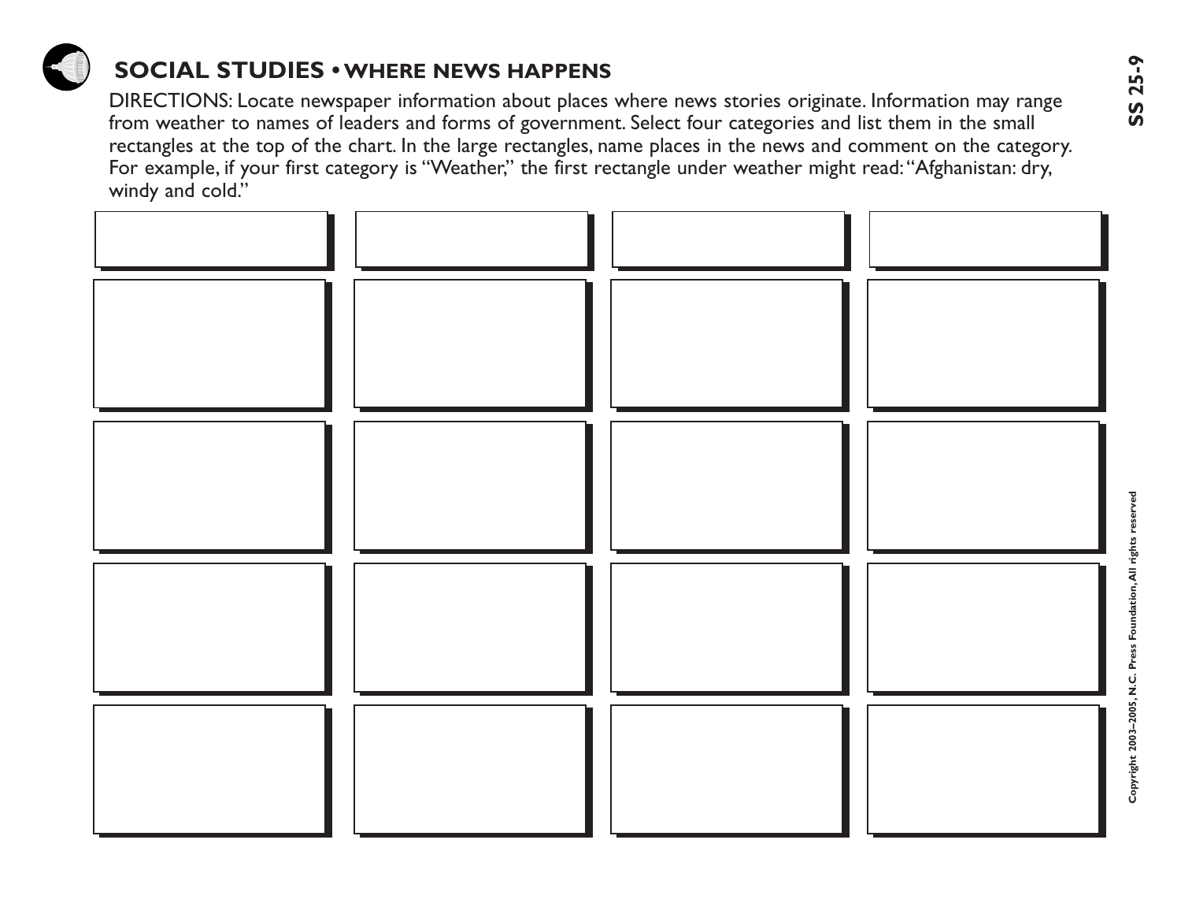## SOCIAL STUDIES • WHERE NEWS HAPPENS

DIRECTIONS: Locate newspaper information about places where news stories originate. Information may range from weather to names of leaders and forms of government. Select four categories and list them in the small rectangles at the top of the chart. In the large rectangles, name places in the news and comment on the category. For example, if your first category is "Weather," the first rectangle under weather might read: "Afghanistan: dry, windy and cold."

| | | | |
|---|---|---|---|
| | | | |
| | | | |
| | | | |
| | | | |

SS 25-9

Copyright 2003–2005, N.C. Press Foundation, All rights reserved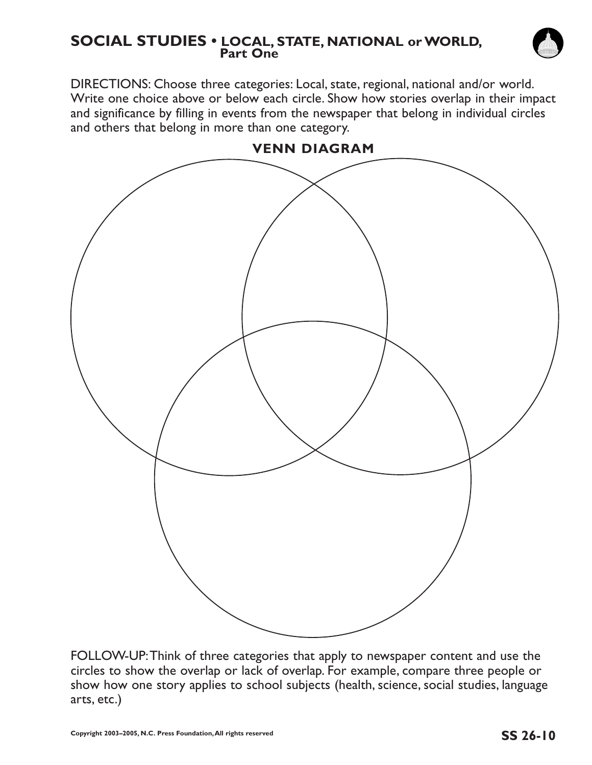# SOCIAL STUDIES • LOCAL, STATE, NATIONAL or WORLD, Part One

DIRECTIONS: Choose three categories: Local, state, regional, national and/or world. Write one choice above or below each circle. Show how stories overlap in their impact and significance by filling in events from the newspaper that belong in individual circles and others that belong in more than one category.

## VENN DIAGRAM

FOLLOW-UP: Think of three categories that apply to newspaper content and use the circles to show the overlap or lack of overlap. For example, compare three people or show how one story applies to school subjects (health, science, social studies, language arts, etc.)

Copyright 2003–2005, N.C. Press Foundation, All rights reserved

**SS 26-10**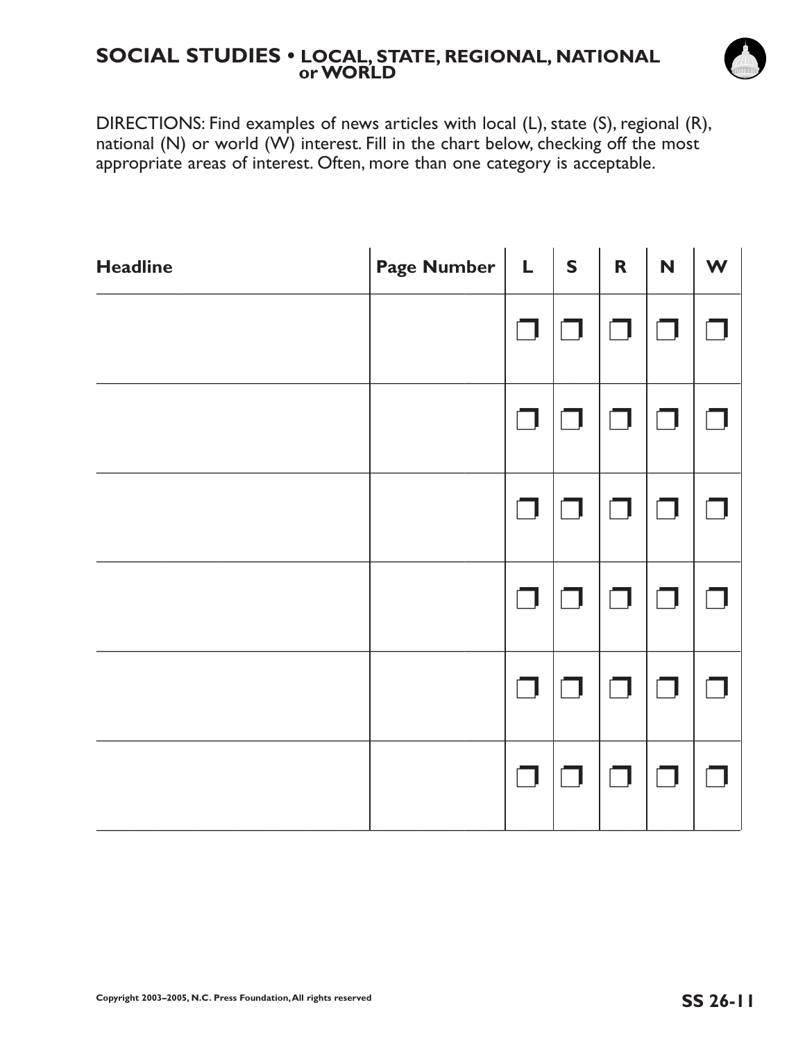# SOCIAL STUDIES • LOCAL, STATE, REGIONAL, NATIONAL or WORLD

DIRECTIONS: Find examples of news articles with local (L), state (S), regional (R), national (N) or world (W) interest. Fill in the chart below, checking off the most appropriate areas of interest. Often, more than one category is acceptable.

| Headline | Page Number | L | S | R | N | W |
|---|---|---|---|---|---|---|
| | | ❐ | ❐ | ❐ | ❐ | ❐ |
| | | ❐ | ❐ | ❐ | ❐ | ❐ |
| | | ❐ | ❐ | ❐ | ❐ | ❐ |
| | | ❐ | ❐ | ❐ | ❐ | ❐ |
| | | ❐ | ❐ | ❐ | ❐ | ❐ |
| | | ❐ | ❐ | ❐ | ❐ | ❐ |

Copyright 2003–2005, N.C. Press Foundation, All rights reserved

SS 26-11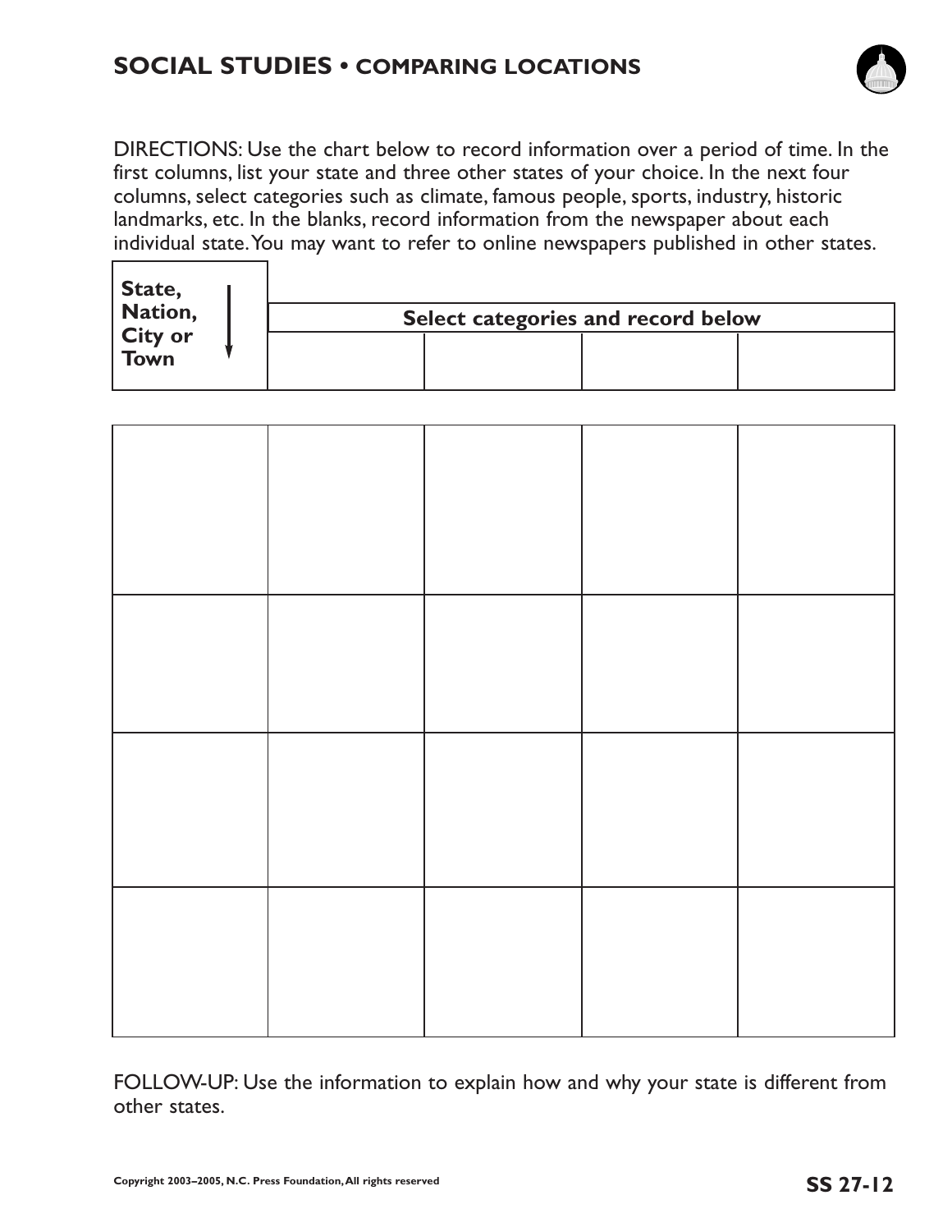## SOCIAL STUDIES • COMPARING LOCATIONS

DIRECTIONS: Use the chart below to record information over a period of time. In the first columns, list your state and three other states of your choice. In the next four columns, select categories such as climate, famous people, sports, industry, historic landmarks, etc. In the blanks, record information from the newspaper about each individual state. You may want to refer to online newspapers published in other states.

| State, Nation, City or Town ↓ | Select categories and record below | | | |
|---|---|---|---|---|
| | | | | |
| | | | | |
| | | | | |
| | | | | |
| | | | | |

FOLLOW-UP: Use the information to explain how and why your state is different from other states.

Copyright 2003–2005, N.C. Press Foundation, All rights reserved

SS 27-12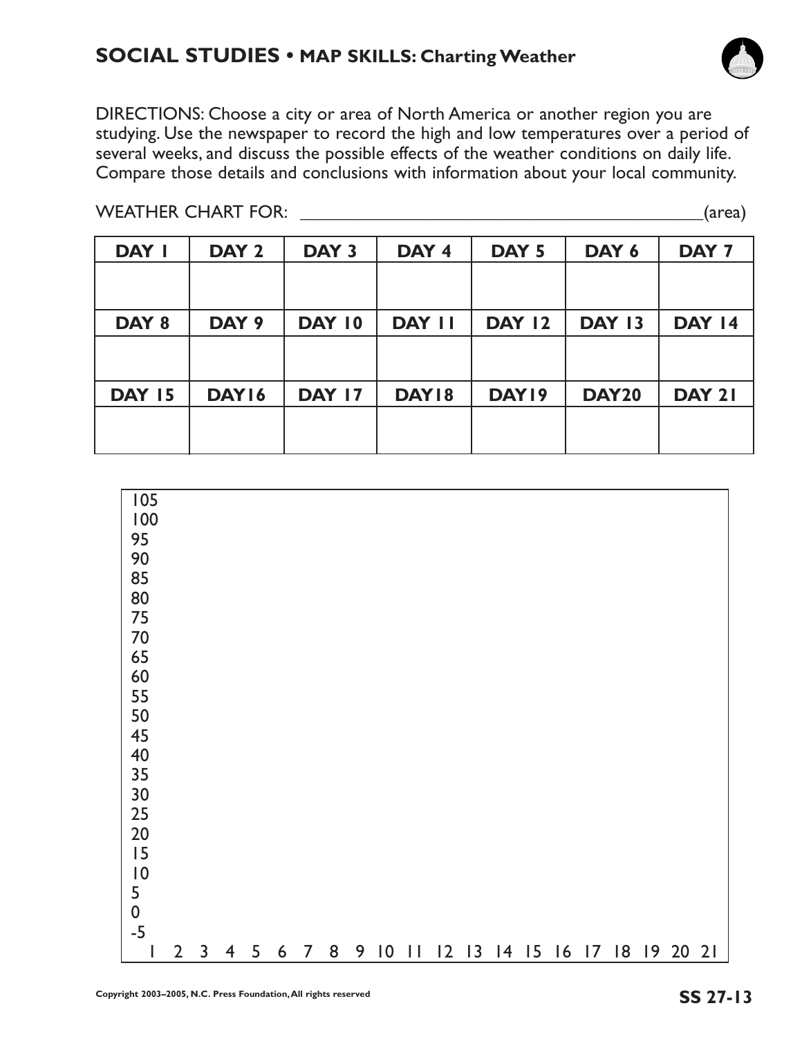## SOCIAL STUDIES • MAP SKILLS: Charting Weather

DIRECTIONS: Choose a city or area of North America or another region you are studying. Use the newspaper to record the high and low temperatures over a period of several weeks, and discuss the possible effects of the weather conditions on daily life. Compare those details and conclusions with information about your local community.

WEATHER CHART FOR: ____________________________________________(area)

| DAY 1 | DAY 2 | DAY 3 | DAY 4 | DAY 5 | DAY 6 | DAY 7 |
|---|---|---|---|---|---|---|
| | | | | | | |
| **DAY 8** | **DAY 9** | **DAY 10** | **DAY 11** | **DAY 12** | **DAY 13** | **DAY 14** |
| | | | | | | |
| **DAY 15** | **DAY16** | **DAY 17** | **DAY18** | **DAY19** | **DAY20** | **DAY 21** |
| | | | | | | |

105
100
95
90
85
80
75
70
65
60
55
50
45
40
35
30
25
20
15
10
5
0
-5
1 2 3 4 5 6 7 8 9 10 11 12 13 14 15 16 17 18 19 20 21

Copyright 2003–2005, N.C. Press Foundation, All rights reserved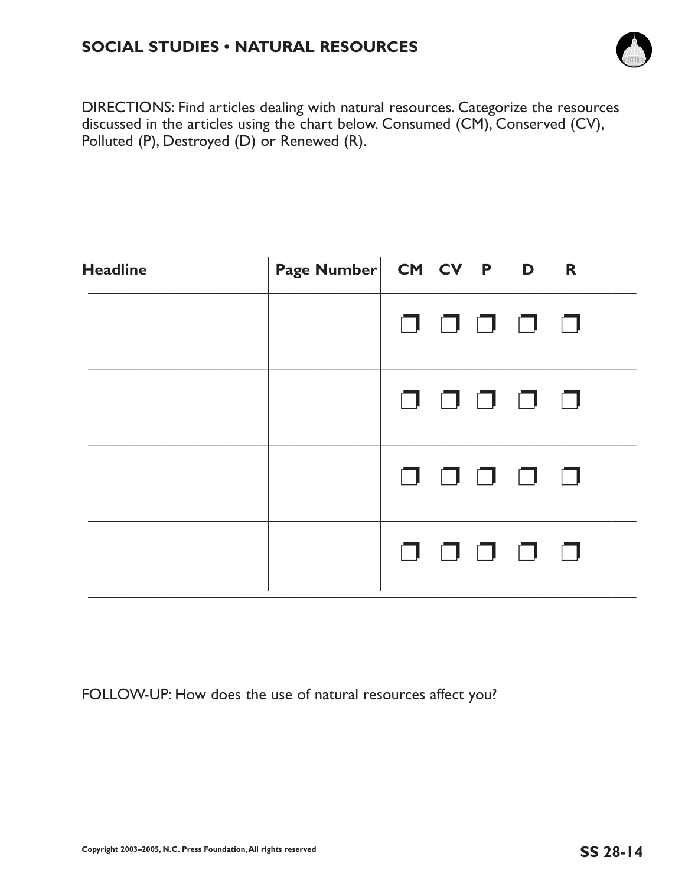## SOCIAL STUDIES • NATURAL RESOURCES

DIRECTIONS: Find articles dealing with natural resources. Categorize the resources discussed in the articles using the chart below. Consumed (CM), Conserved (CV), Polluted (P), Destroyed (D) or Renewed (R).

| Headline | Page Number | CM | CV | P | D | R |
|---|---|---|---|---|---|---|
| | | ❐ | ❐ | ❐ | ❐ | ❐ |
| | | ❐ | ❐ | ❐ | ❐ | ❐ |
| | | ❐ | ❐ | ❐ | ❐ | ❐ |
| | | ❐ | ❐ | ❐ | ❐ | ❐ |

FOLLOW-UP: How does the use of natural resources affect you?

Copyright 2003–2005, N.C. Press Foundation, All rights reserved

SS 28-14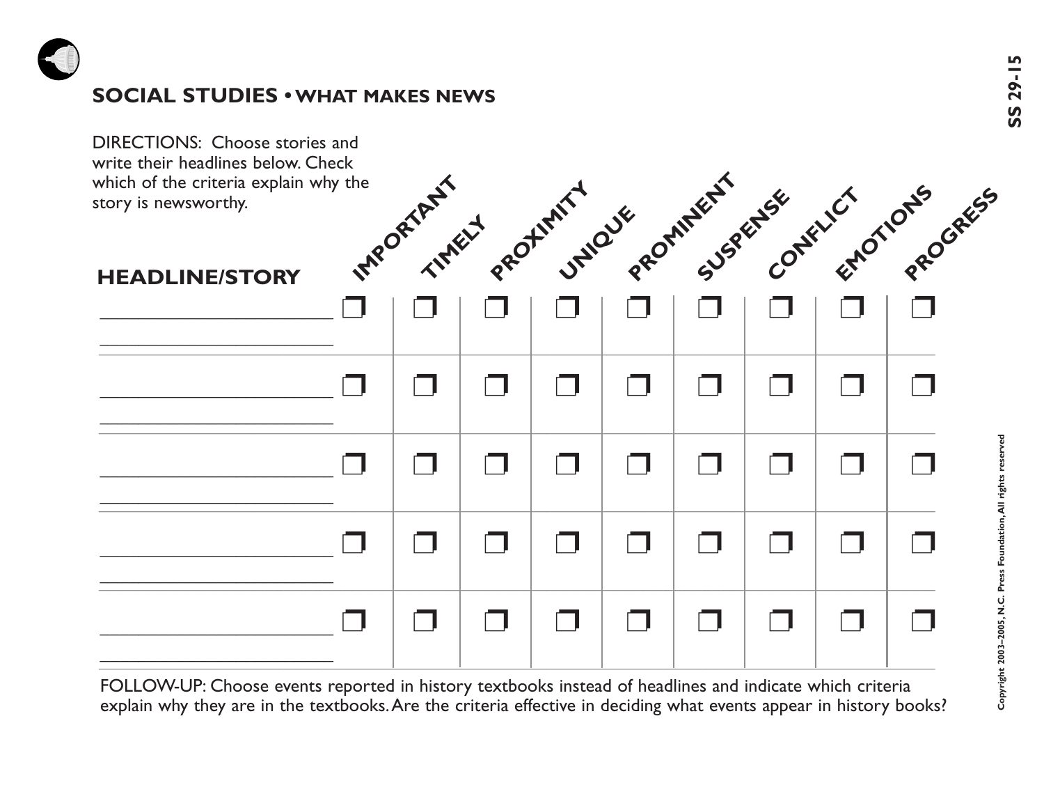## SOCIAL STUDIES • WHAT MAKES NEWS

DIRECTIONS: Choose stories and write their headlines below. Check which of the criteria explain why the story is newsworthy.

| HEADLINE/STORY | IMPORTANT | TIMELY | PROXIMITY | UNIQUE | PROMINENT | SUSPENSE | CONFLICT | EMOTIONS | PROGRESS |
|---|---|---|---|---|---|---|---|---|---|
| ______________________ ______________________ | ❒ | ❒ | ❒ | ❒ | ❒ | ❒ | ❒ | ❒ | ❒ |
| ______________________ ______________________ | ❒ | ❒ | ❒ | ❒ | ❒ | ❒ | ❒ | ❒ | ❒ |
| ______________________ ______________________ | ❒ | ❒ | ❒ | ❒ | ❒ | ❒ | ❒ | ❒ | ❒ |
| ______________________ ______________________ | ❒ | ❒ | ❒ | ❒ | ❒ | ❒ | ❒ | ❒ | ❒ |
| ______________________ ______________________ | ❒ | ❒ | ❒ | ❒ | ❒ | ❒ | ❒ | ❒ | ❒ |

FOLLOW-UP: Choose events reported in history textbooks instead of headlines and indicate which criteria explain why they are in the textbooks. Are the criteria effective in deciding what events appear in history books?

SS 29-15

Copyright 2003–2005, N.C. Press Foundation, All rights reserved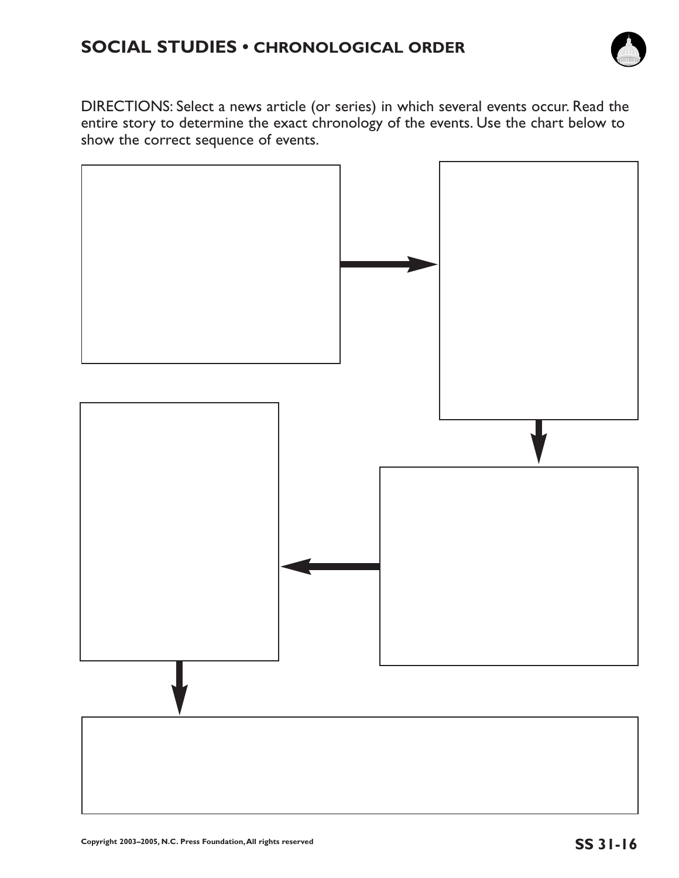# SOCIAL STUDIES • CHRONOLOGICAL ORDER

DIRECTIONS: Select a news article (or series) in which several events occur. Read the entire story to determine the exact chronology of the events. Use the chart below to show the correct sequence of events.

Copyright 2003–2005, N.C. Press Foundation, All rights reserved

SS 31-16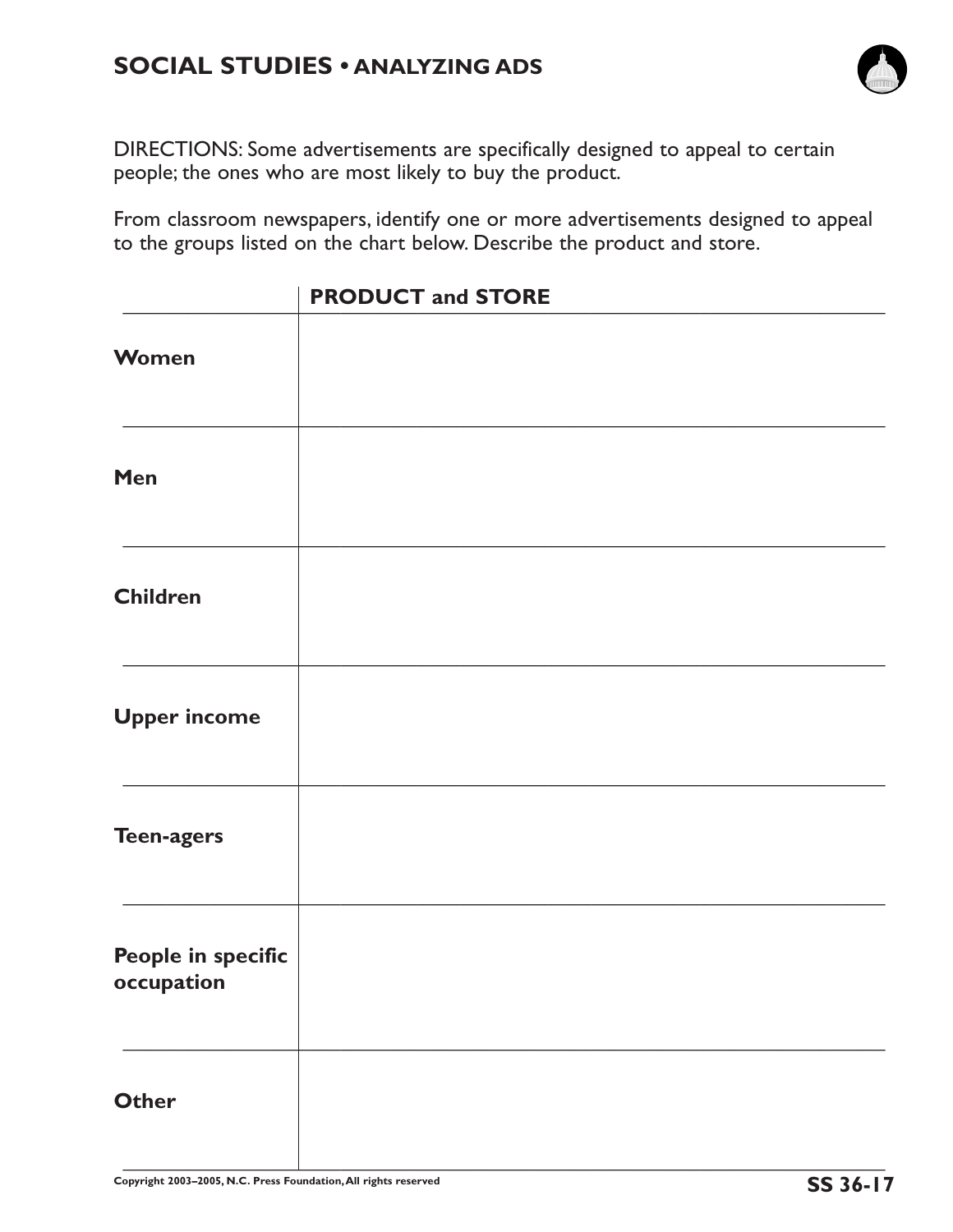# SOCIAL STUDIES • ANALYZING ADS

DIRECTIONS: Some advertisements are specifically designed to appeal to certain people; the ones who are most likely to buy the product.

From classroom newspapers, identify one or more advertisements designed to appeal to the groups listed on the chart below. Describe the product and store.

| | PRODUCT and STORE |
|---|---|
| **Women** | |
| **Men** | |
| **Children** | |
| **Upper income** | |
| **Teen-agers** | |
| **People in specific occupation** | |
| **Other** | |

Copyright 2003–2005, N.C. Press Foundation, All rights reserved

SS 36-17